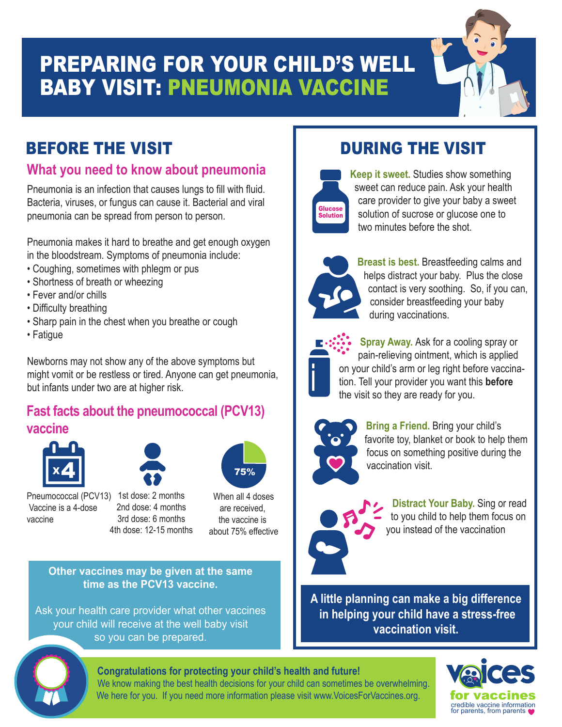# PREPARING FOR YOUR CHILD'S WELL BABY VISIT: PNEUMONIA VACCINE

## BEFORE THE VISIT

### What you need to know about pneumonia

Pneumonia is an infection that causes lungs to fill with fluid. Bacteria, viruses, or fungus can cause it. Bacterial and viral pneumonia can be spread from person to person.

Pneumonia makes it hard to breathe and get enough oxygen in the bloodstream. Symptoms of pneumonia include:

- Coughing, sometimes with phlegm or pus
- Shortness of breath or wheezing
- Fever and/or chills
- Difficulty breathing
- Sharp pain in the chest when you breathe or cough
- Fatigue

Newborns may not show any of the above symptoms but might vomit or be restless or tired. Anyone can get pneumonia, but infants under two are at higher risk.

### Fast facts about the pneumococcal (PCV13) vaccine

x4

Pneumococcal (PCV13) Vaccine is a 4-dose vaccine

1st dose: 2 months
2nd dose: 4 months
3rd dose: 6 months
4th dose: 12-15 months

75%

When all 4 doses are received, the vaccine is about 75% effective

**Other vaccines may be given at the same time as the PCV13 vaccine.**

Ask your health care provider what other vaccines your child will receive at the well baby visit so you can be prepared.

## DURING THE VISIT

Glucose Solution

**Keep it sweet.** Studies show something sweet can reduce pain. Ask your health care provider to give your baby a sweet solution of sucrose or glucose one to two minutes before the shot.

**Breast is best.** Breastfeeding calms and helps distract your baby. Plus the close contact is very soothing. So, if you can, consider breastfeeding your baby during vaccinations.

**Spray Away.** Ask for a cooling spray or pain-relieving ointment, which is applied on your child's arm or leg right before vaccination. Tell your provider you want this **before** the visit so they are ready for you.

**Bring a Friend.** Bring your child's favorite toy, blanket or book to help them focus on something positive during the vaccination visit.

**Distract Your Baby.** Sing or read to you child to help them focus on you instead of the vaccination

**A little planning can make a big difference in helping your child have a stress-free vaccination visit.**

**Congratulations for protecting your child's health and future!**
We know making the best health decisions for your child can sometimes be overwhelming. We here for you. If you need more information please visit www.VoicesForVaccines.org.

voices for vaccines
credible vaccine information for parents, from parents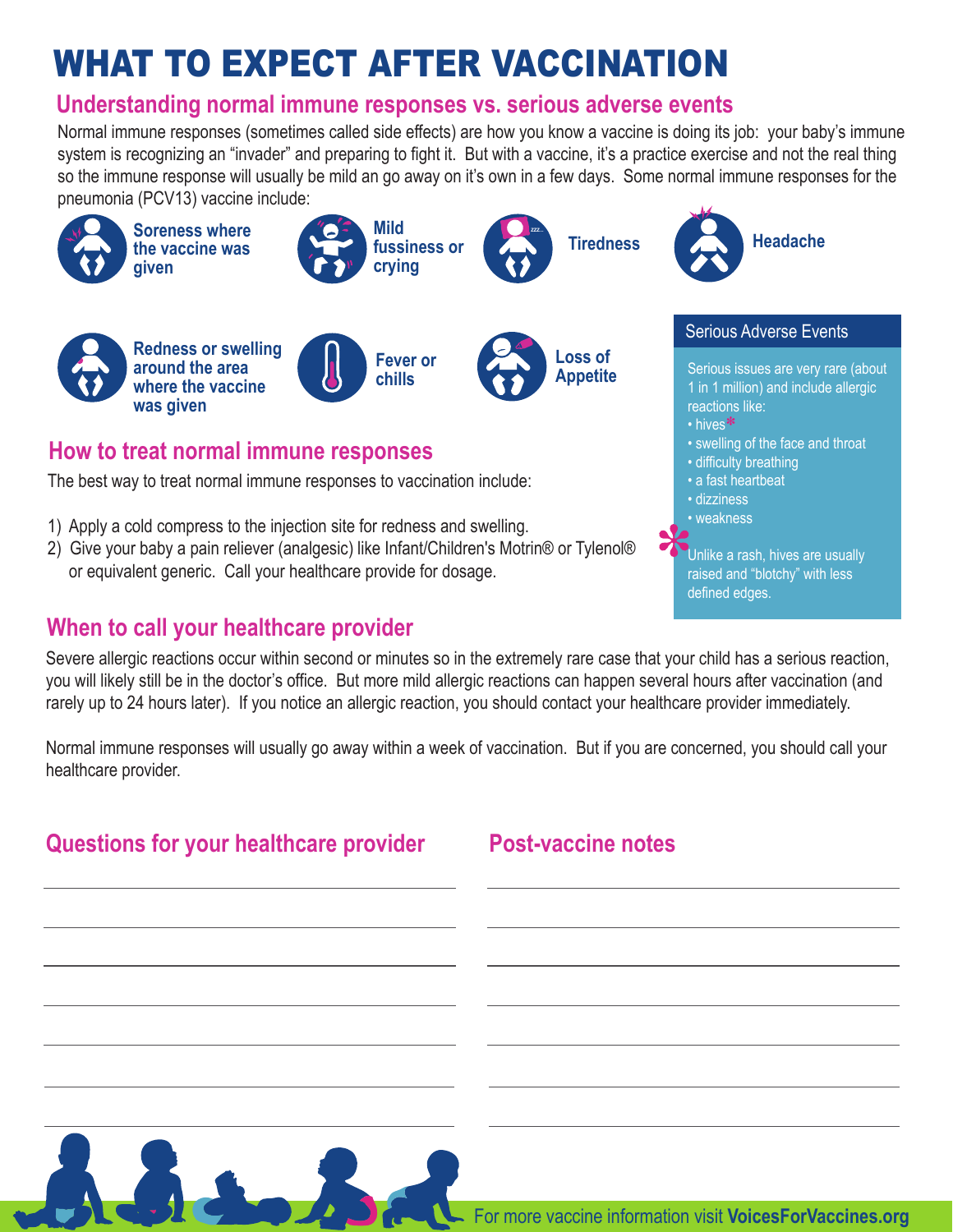# WHAT TO EXPECT AFTER VACCINATION

## Understanding normal immune responses vs. serious adverse events

Normal immune responses (sometimes called side effects) are how you know a vaccine is doing its job: your baby's immune system is recognizing an "invader" and preparing to fight it. But with a vaccine, it's a practice exercise and not the real thing so the immune response will usually be mild an go away on it's own in a few days. Some normal immune responses for the pneumonia (PCV13) vaccine include:

- **Soreness where the vaccine was given**
- **Mild fussiness or crying**
- **Tiredness**
- **Headache**
- **Redness or swelling around the area where the vaccine was given**
- **Fever or chills**
- **Loss of Appetite**

### Serious Adverse Events

Serious issues are very rare (about 1 in 1 million) and include allergic reactions like:

- hives*
- swelling of the face and throat
- difficulty breathing
- a fast heartbeat
- dizziness
- weakness

*Unlike a rash, hives are usually raised and "blotchy" with less defined edges.

## How to treat normal immune responses

The best way to treat normal immune responses to vaccination include:

1) Apply a cold compress to the injection site for redness and swelling.
2) Give your baby a pain reliever (analgesic) like Infant/Children's Motrin® or Tylenol® or equivalent generic. Call your healthcare provide for dosage.

## When to call your healthcare provider

Severe allergic reactions occur within second or minutes so in the extremely rare case that your child has a serious reaction, you will likely still be in the doctor's office. But more mild allergic reactions can happen several hours after vaccination (and rarely up to 24 hours later). If you notice an allergic reaction, you should contact your healthcare provider immediately.

Normal immune responses will usually go away within a week of vaccination. But if you are concerned, you should call your healthcare provider.

## Questions for your healthcare provider

## Post-vaccine notes

For more vaccine information visit **VoicesForVaccines.org**